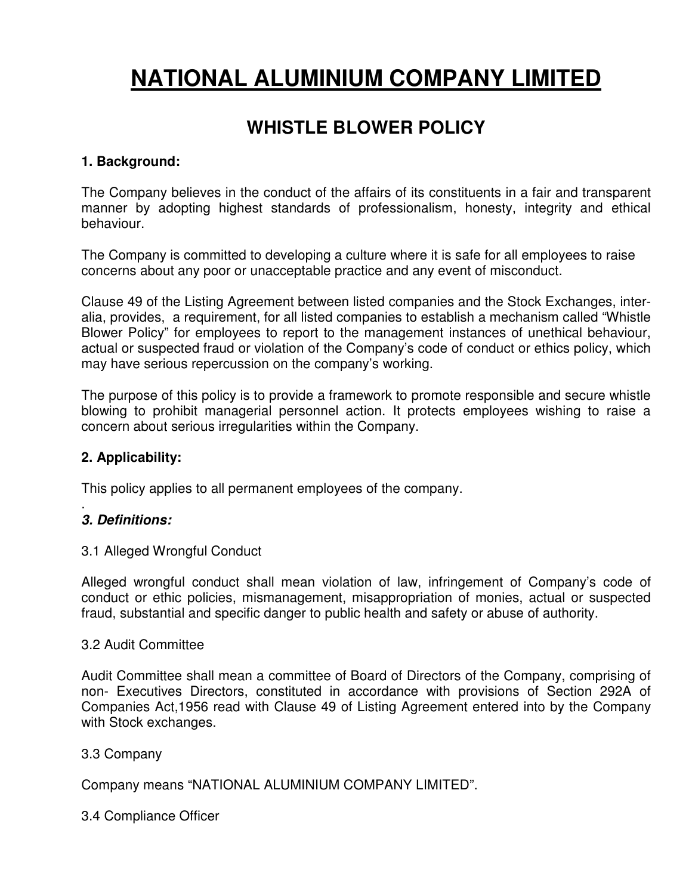# NATIONAL ALUMINIUM COMPANY LIMITED

## WHISTLE BLOWER POLICY

**1. Background:**

The Company believes in the conduct of the affairs of its constituents in a fair and transparent manner by adopting highest standards of professionalism, honesty, integrity and ethical behaviour.

The Company is committed to developing a culture where it is safe for all employees to raise concerns about any poor or unacceptable practice and any event of misconduct.

Clause 49 of the Listing Agreement between listed companies and the Stock Exchanges, inter-alia, provides, a requirement, for all listed companies to establish a mechanism called "Whistle Blower Policy" for employees to report to the management instances of unethical behaviour, actual or suspected fraud or violation of the Company's code of conduct or ethics policy, which may have serious repercussion on the company's working.

The purpose of this policy is to provide a framework to promote responsible and secure whistle blowing to prohibit managerial personnel action. It protects employees wishing to raise a concern about serious irregularities within the Company.

**2. Applicability:**

This policy applies to all permanent employees of the company.

.

***3. Definitions:***

3.1 Alleged Wrongful Conduct

Alleged wrongful conduct shall mean violation of law, infringement of Company's code of conduct or ethic policies, mismanagement, misappropriation of monies, actual or suspected fraud, substantial and specific danger to public health and safety or abuse of authority.

3.2 Audit Committee

Audit Committee shall mean a committee of Board of Directors of the Company, comprising of non- Executives Directors, constituted in accordance with provisions of Section 292A of Companies Act,1956 read with Clause 49 of Listing Agreement entered into by the Company with Stock exchanges.

3.3 Company

Company means "NATIONAL ALUMINIUM COMPANY LIMITED".

3.4 Compliance Officer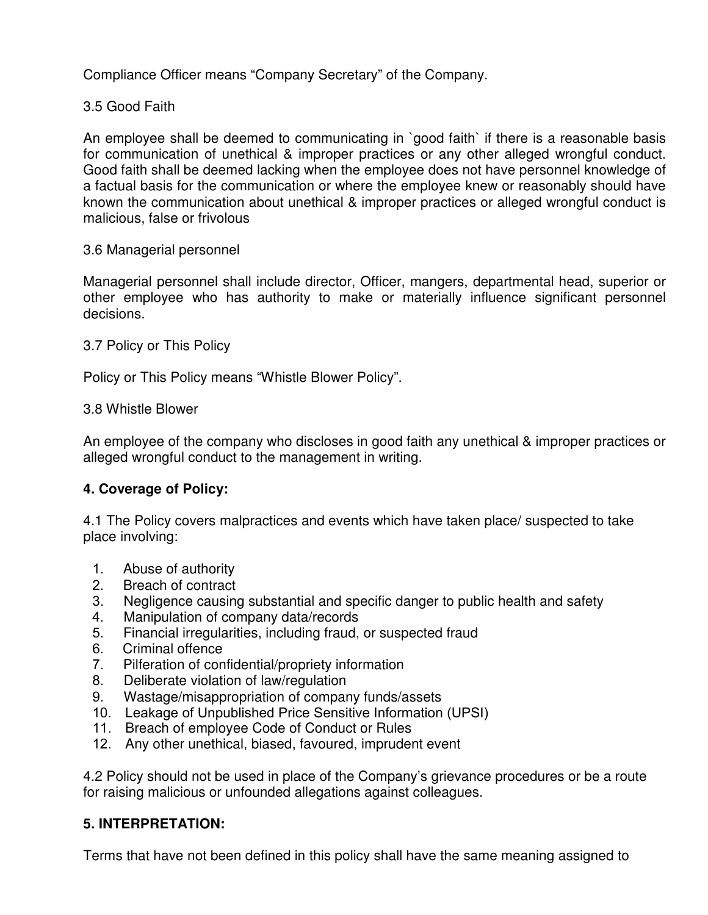Compliance Officer means "Company Secretary" of the Company.

3.5 Good Faith

An employee shall be deemed to communicating in `good faith` if there is a reasonable basis for communication of unethical & improper practices or any other alleged wrongful conduct. Good faith shall be deemed lacking when the employee does not have personnel knowledge of a factual basis for the communication or where the employee knew or reasonably should have known the communication about unethical & improper practices or alleged wrongful conduct is malicious, false or frivolous

3.6 Managerial personnel

Managerial personnel shall include director, Officer, mangers, departmental head, superior or other employee who has authority to make or materially influence significant personnel decisions.

3.7 Policy or This Policy

Policy or This Policy means "Whistle Blower Policy".

3.8 Whistle Blower

An employee of the company who discloses in good faith any unethical & improper practices or alleged wrongful conduct to the management in writing.

**4. Coverage of Policy:**

4.1 The Policy covers malpractices and events which have taken place/ suspected to take place involving:

1. Abuse of authority
2. Breach of contract
3. Negligence causing substantial and specific danger to public health and safety
4. Manipulation of company data/records
5. Financial irregularities, including fraud, or suspected fraud
6. Criminal offence
7. Pilferation of confidential/propriety information
8. Deliberate violation of law/regulation
9. Wastage/misappropriation of company funds/assets
10. Leakage of Unpublished Price Sensitive Information (UPSI)
11. Breach of employee Code of Conduct or Rules
12. Any other unethical, biased, favoured, imprudent event

4.2 Policy should not be used in place of the Company's grievance procedures or be a route for raising malicious or unfounded allegations against colleagues.

**5. INTERPRETATION:**

Terms that have not been defined in this policy shall have the same meaning assigned to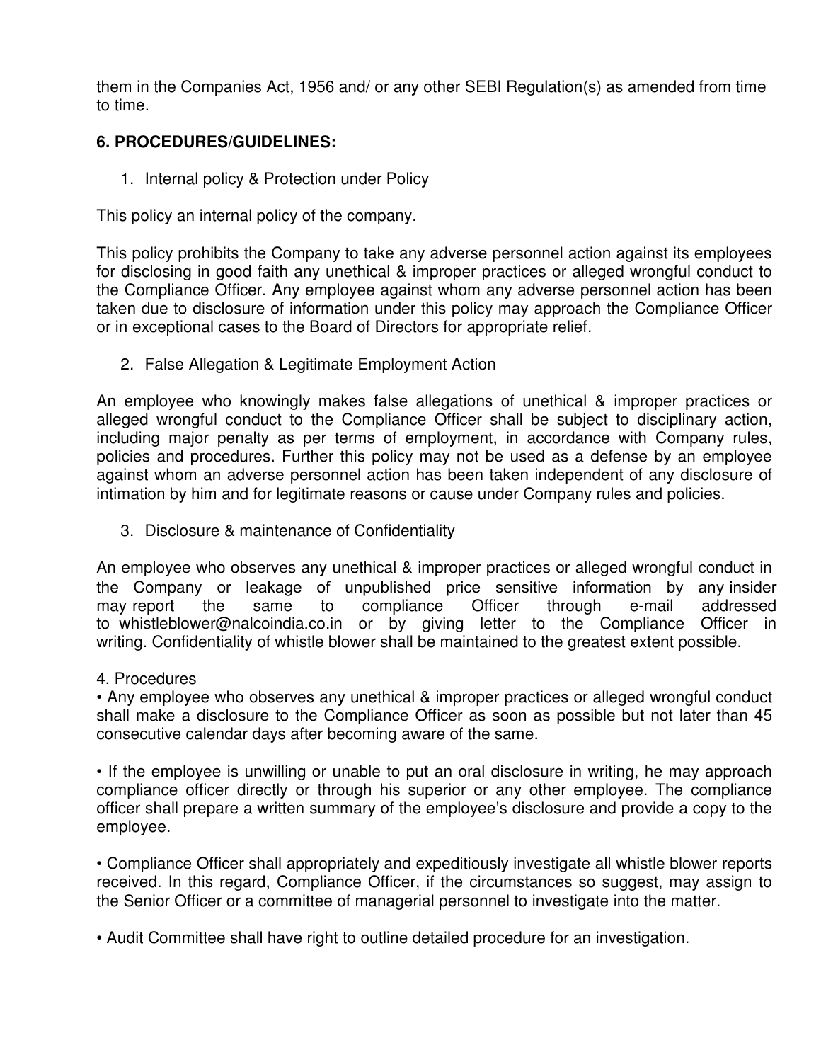them in the Companies Act, 1956 and/ or any other SEBI Regulation(s) as amended from time to time.

**6. PROCEDURES/GUIDELINES:**

1. Internal policy & Protection under Policy

This policy an internal policy of the company.

This policy prohibits the Company to take any adverse personnel action against its employees for disclosing in good faith any unethical & improper practices or alleged wrongful conduct to the Compliance Officer. Any employee against whom any adverse personnel action has been taken due to disclosure of information under this policy may approach the Compliance Officer or in exceptional cases to the Board of Directors for appropriate relief.

2. False Allegation & Legitimate Employment Action

An employee who knowingly makes false allegations of unethical & improper practices or alleged wrongful conduct to the Compliance Officer shall be subject to disciplinary action, including major penalty as per terms of employment, in accordance with Company rules, policies and procedures. Further this policy may not be used as a defense by an employee against whom an adverse personnel action has been taken independent of any disclosure of intimation by him and for legitimate reasons or cause under Company rules and policies.

3. Disclosure & maintenance of Confidentiality

An employee who observes any unethical & improper practices or alleged wrongful conduct in the Company or leakage of unpublished price sensitive information by any insider may report the same to compliance Officer through e-mail addressed to whistleblower@nalcoindia.co.in or by giving letter to the Compliance Officer in writing. Confidentiality of whistle blower shall be maintained to the greatest extent possible.

4. Procedures

- Any employee who observes any unethical & improper practices or alleged wrongful conduct shall make a disclosure to the Compliance Officer as soon as possible but not later than 45 consecutive calendar days after becoming aware of the same.

- If the employee is unwilling or unable to put an oral disclosure in writing, he may approach compliance officer directly or through his superior or any other employee. The compliance officer shall prepare a written summary of the employee's disclosure and provide a copy to the employee.

- Compliance Officer shall appropriately and expeditiously investigate all whistle blower reports received. In this regard, Compliance Officer, if the circumstances so suggest, may assign to the Senior Officer or a committee of managerial personnel to investigate into the matter.

- Audit Committee shall have right to outline detailed procedure for an investigation.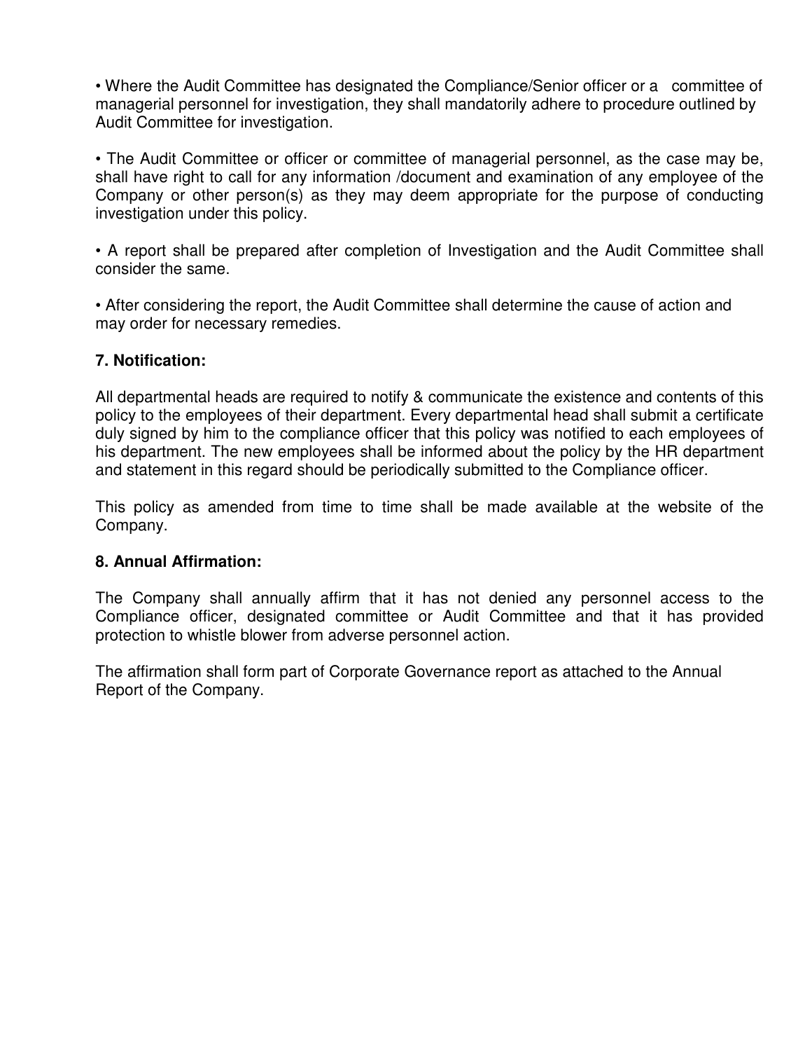- Where the Audit Committee has designated the Compliance/Senior officer or a committee of managerial personnel for investigation, they shall mandatorily adhere to procedure outlined by Audit Committee for investigation.

- The Audit Committee or officer or committee of managerial personnel, as the case may be, shall have right to call for any information /document and examination of any employee of the Company or other person(s) as they may deem appropriate for the purpose of conducting investigation under this policy.

- A report shall be prepared after completion of Investigation and the Audit Committee shall consider the same.

- After considering the report, the Audit Committee shall determine the cause of action and may order for necessary remedies.

### 7. Notification:

All departmental heads are required to notify & communicate the existence and contents of this policy to the employees of their department. Every departmental head shall submit a certificate duly signed by him to the compliance officer that this policy was notified to each employees of his department. The new employees shall be informed about the policy by the HR department and statement in this regard should be periodically submitted to the Compliance officer.

This policy as amended from time to time shall be made available at the website of the Company.

### 8. Annual Affirmation:

The Company shall annually affirm that it has not denied any personnel access to the Compliance officer, designated committee or Audit Committee and that it has provided protection to whistle blower from adverse personnel action.

The affirmation shall form part of Corporate Governance report as attached to the Annual Report of the Company.